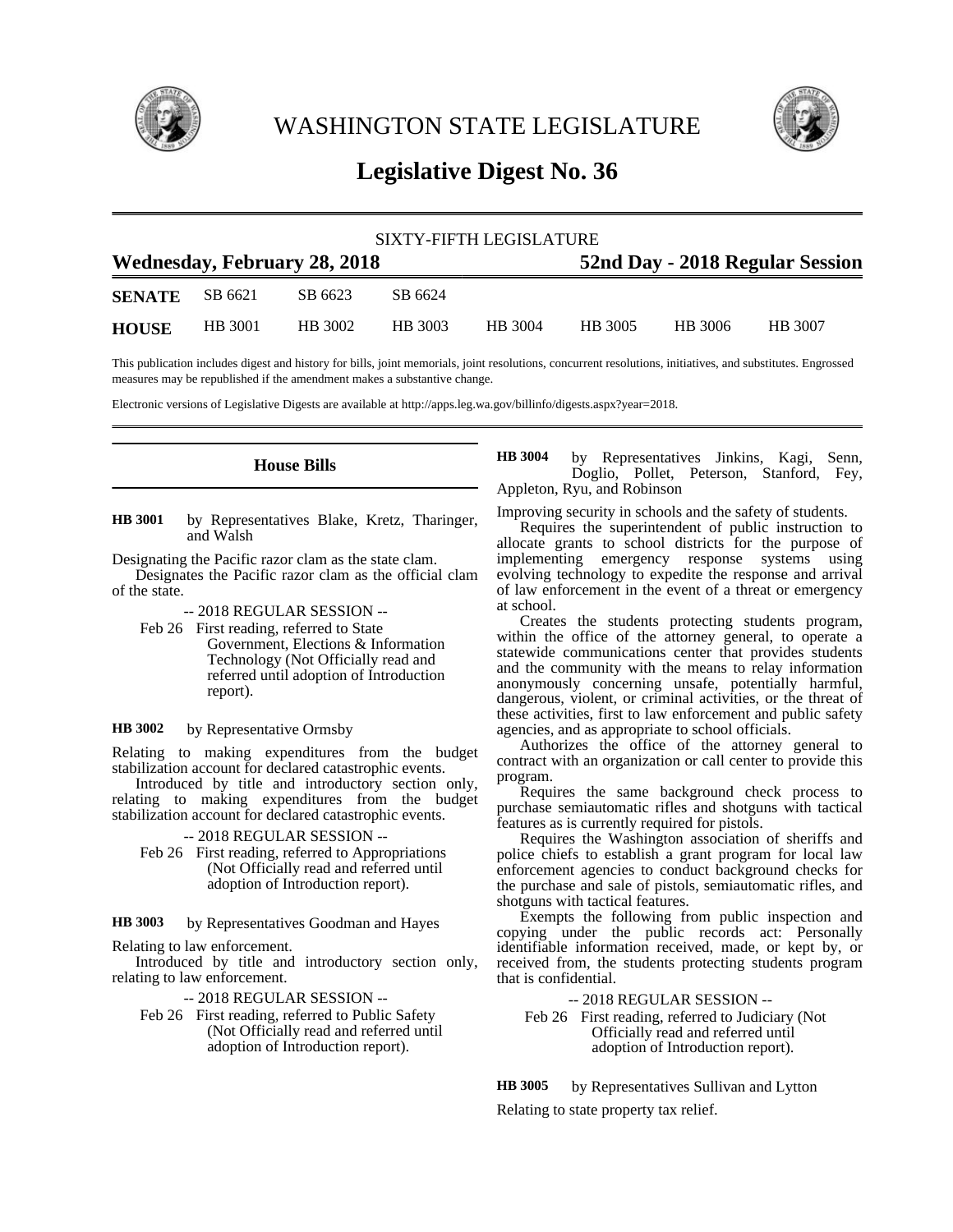# WASHINGTON STATE LEGISLATURE

## Legislative Digest No. 36

SIXTY-FIFTH LEGISLATURE

**Wednesday, February 28, 2018** | **52nd Day - 2018 Regular Session**

| | | | | | | | |
|---|---|---|---|---|---|---|---|
| **SENATE** | SB 6621 | SB 6623 | SB 6624 | | | | |
| **HOUSE** | HB 3001 | HB 3002 | HB 3003 | HB 3004 | HB 3005 | HB 3006 | HB 3007 |

This publication includes digest and history for bills, joint memorials, joint resolutions, concurrent resolutions, initiatives, and substitutes. Engrossed measures may be republished if the amendment makes a substantive change.

Electronic versions of Legislative Digests are available at http://apps.leg.wa.gov/billinfo/digests.aspx?year=2018.

### House Bills

**HB 3001** by Representatives Blake, Kretz, Tharinger, and Walsh

Designating the Pacific razor clam as the state clam.

Designates the Pacific razor clam as the official clam of the state.

-- 2018 REGULAR SESSION --

Feb 26 First reading, referred to State Government, Elections & Information Technology (Not Officially read and referred until adoption of Introduction report).

**HB 3002** by Representative Ormsby

Relating to making expenditures from the budget stabilization account for declared catastrophic events.

Introduced by title and introductory section only, relating to making expenditures from the budget stabilization account for declared catastrophic events.

-- 2018 REGULAR SESSION --

Feb 26 First reading, referred to Appropriations (Not Officially read and referred until adoption of Introduction report).

**HB 3003** by Representatives Goodman and Hayes

Relating to law enforcement.

Introduced by title and introductory section only, relating to law enforcement.

-- 2018 REGULAR SESSION --

Feb 26 First reading, referred to Public Safety (Not Officially read and referred until adoption of Introduction report).

**HB 3004** by Representatives Jinkins, Kagi, Senn, Doglio, Pollet, Peterson, Stanford, Fey, Appleton, Ryu, and Robinson

Improving security in schools and the safety of students.

Requires the superintendent of public instruction to allocate grants to school districts for the purpose of implementing emergency response systems using evolving technology to expedite the response and arrival of law enforcement in the event of a threat or emergency at school.

Creates the students protecting students program, within the office of the attorney general, to operate a statewide communications center that provides students and the community with the means to relay information anonymously concerning unsafe, potentially harmful, dangerous, violent, or criminal activities, or the threat of these activities, first to law enforcement and public safety agencies, and as appropriate to school officials.

Authorizes the office of the attorney general to contract with an organization or call center to provide this program.

Requires the same background check process to purchase semiautomatic rifles and shotguns with tactical features as is currently required for pistols.

Requires the Washington association of sheriffs and police chiefs to establish a grant program for local law enforcement agencies to conduct background checks for the purchase and sale of pistols, semiautomatic rifles, and shotguns with tactical features.

Exempts the following from public inspection and copying under the public records act: Personally identifiable information received, made, or kept by, or received from, the students protecting students program that is confidential.

-- 2018 REGULAR SESSION --

Feb 26 First reading, referred to Judiciary (Not Officially read and referred until adoption of Introduction report).

**HB 3005** by Representatives Sullivan and Lytton

Relating to state property tax relief.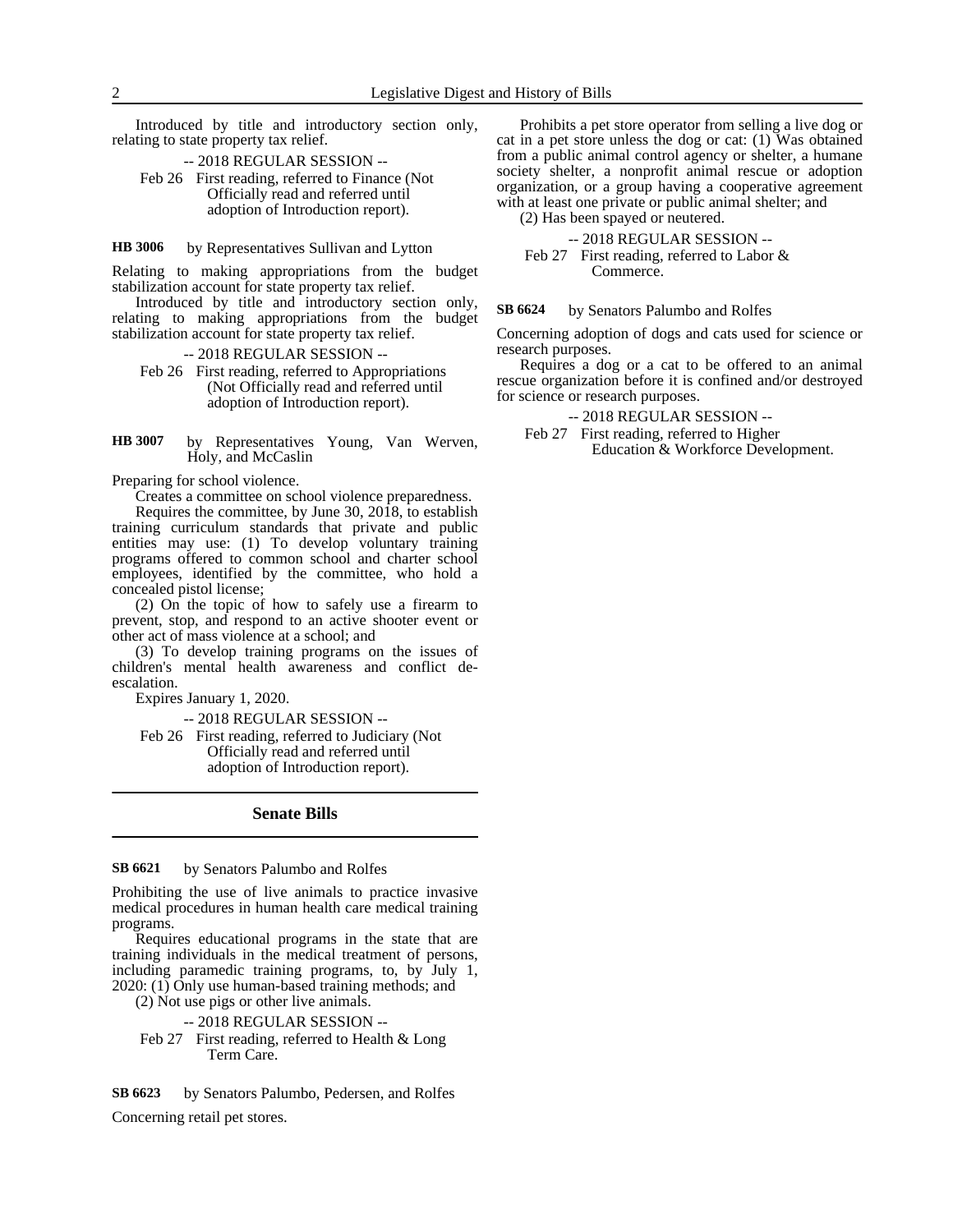Introduced by title and introductory section only, relating to state property tax relief.

-- 2018 REGULAR SESSION --

Feb 26 First reading, referred to Finance (Not Officially read and referred until adoption of Introduction report).

**HB 3006** by Representatives Sullivan and Lytton

Relating to making appropriations from the budget stabilization account for state property tax relief.

Introduced by title and introductory section only, relating to making appropriations from the budget stabilization account for state property tax relief.

-- 2018 REGULAR SESSION --

Feb 26 First reading, referred to Appropriations (Not Officially read and referred until adoption of Introduction report).

**HB 3007** by Representatives Young, Van Werven, Holy, and McCaslin

Preparing for school violence.

Creates a committee on school violence preparedness.

Requires the committee, by June 30, 2018, to establish training curriculum standards that private and public entities may use: (1) To develop voluntary training programs offered to common school and charter school employees, identified by the committee, who hold a concealed pistol license;

(2) On the topic of how to safely use a firearm to prevent, stop, and respond to an active shooter event or other act of mass violence at a school; and

(3) To develop training programs on the issues of children's mental health awareness and conflict de-escalation.

Expires January 1, 2020.

-- 2018 REGULAR SESSION --

Feb 26 First reading, referred to Judiciary (Not Officially read and referred until adoption of Introduction report).

## Senate Bills

**SB 6621** by Senators Palumbo and Rolfes

Prohibiting the use of live animals to practice invasive medical procedures in human health care medical training programs.

Requires educational programs in the state that are training individuals in the medical treatment of persons, including paramedic training programs, to, by July 1, 2020: (1) Only use human-based training methods; and

(2) Not use pigs or other live animals.

-- 2018 REGULAR SESSION --

Feb 27 First reading, referred to Health & Long Term Care.

**SB 6623** by Senators Palumbo, Pedersen, and Rolfes

Concerning retail pet stores.

Prohibits a pet store operator from selling a live dog or cat in a pet store unless the dog or cat: (1) Was obtained from a public animal control agency or shelter, a humane society shelter, a nonprofit animal rescue or adoption organization, or a group having a cooperative agreement with at least one private or public animal shelter; and

(2) Has been spayed or neutered.

-- 2018 REGULAR SESSION --

Feb 27 First reading, referred to Labor & Commerce.

**SB 6624** by Senators Palumbo and Rolfes

Concerning adoption of dogs and cats used for science or research purposes.

Requires a dog or a cat to be offered to an animal rescue organization before it is confined and/or destroyed for science or research purposes.

-- 2018 REGULAR SESSION --

Feb 27 First reading, referred to Higher Education & Workforce Development.